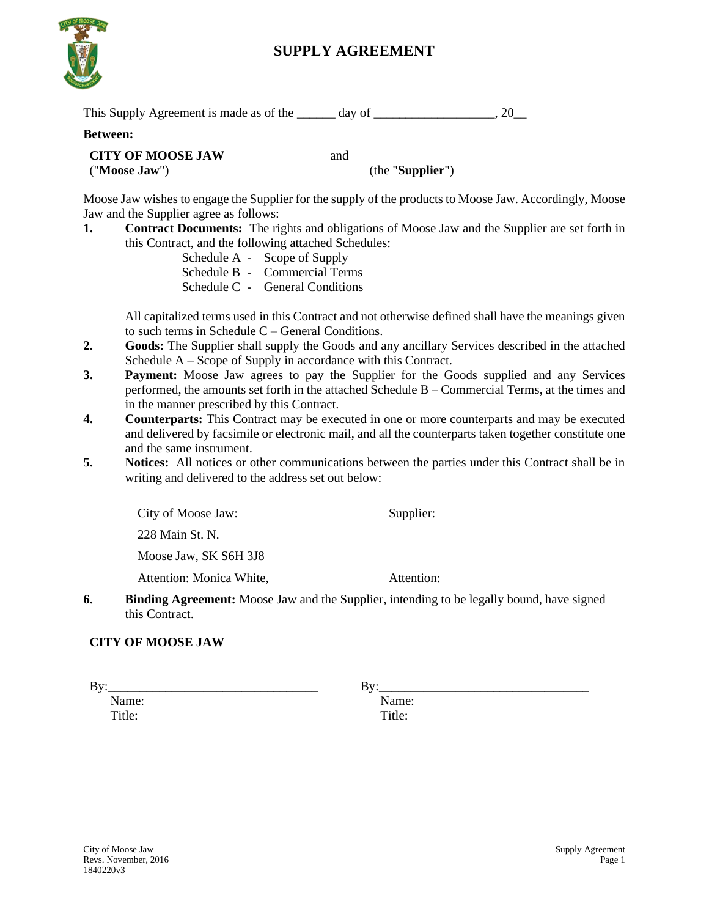# SUPPLY AGREEMENT

This Supply Agreement is made as of the ______ day of __________________, 20__

**Between:**

**CITY OF MOOSE JAW** ("**Moose Jaw**")

and

(the "**Supplier**")

Moose Jaw wishes to engage the Supplier for the supply of the products to Moose Jaw. Accordingly, Moose Jaw and the Supplier agree as follows:

**1.** **Contract Documents:** The rights and obligations of Moose Jaw and the Supplier are set forth in this Contract, and the following attached Schedules:

Schedule A - Scope of Supply
Schedule B - Commercial Terms
Schedule C - General Conditions

All capitalized terms used in this Contract and not otherwise defined shall have the meanings given to such terms in Schedule C – General Conditions.

**2.** **Goods:** The Supplier shall supply the Goods and any ancillary Services described in the attached Schedule A – Scope of Supply in accordance with this Contract.

**3.** **Payment:** Moose Jaw agrees to pay the Supplier for the Goods supplied and any Services performed, the amounts set forth in the attached Schedule B – Commercial Terms, at the times and in the manner prescribed by this Contract.

**4.** **Counterparts:** This Contract may be executed in one or more counterparts and may be executed and delivered by facsimile or electronic mail, and all the counterparts taken together constitute one and the same instrument.

**5.** **Notices:** All notices or other communications between the parties under this Contract shall be in writing and delivered to the address set out below:

| City of Moose Jaw: | Supplier: |
|---|---|
| 228 Main St. N. | |
| Moose Jaw, SK S6H 3J8 | |
| Attention: Monica White, | Attention: |

**6.** **Binding Agreement:** Moose Jaw and the Supplier, intending to be legally bound, have signed this Contract.

**CITY OF MOOSE JAW**

| By:________________________________ | By:________________________________ |
|---|---|
| Name: | Name: |
| Title: | Title: |

City of Moose Jaw
Revs. November, 2016
1840220v3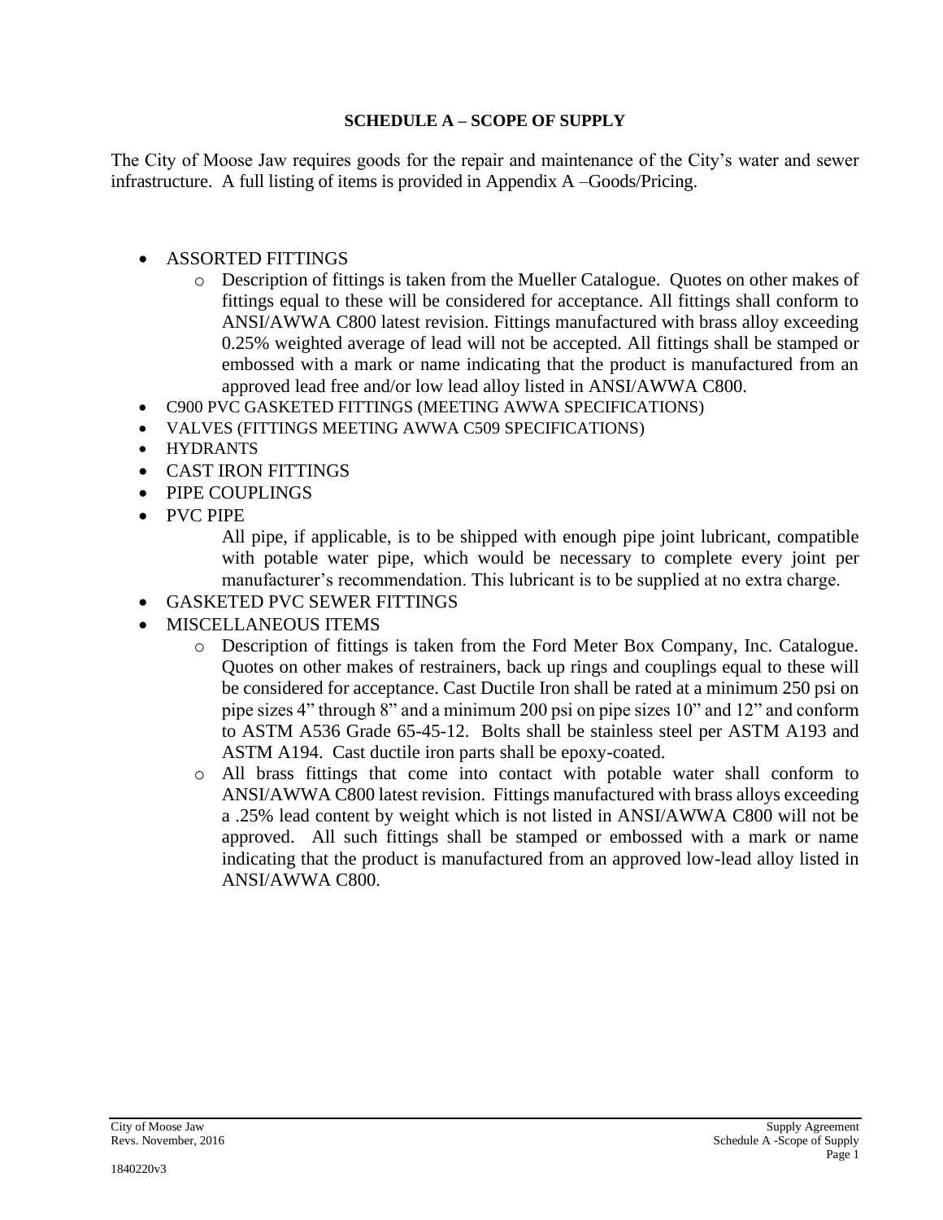## SCHEDULE A – SCOPE OF SUPPLY

The City of Moose Jaw requires goods for the repair and maintenance of the City's water and sewer infrastructure. A full listing of items is provided in Appendix A –Goods/Pricing.

- ASSORTED FITTINGS
  - Description of fittings is taken from the Mueller Catalogue. Quotes on other makes of fittings equal to these will be considered for acceptance. All fittings shall conform to ANSI/AWWA C800 latest revision. Fittings manufactured with brass alloy exceeding 0.25% weighted average of lead will not be accepted. All fittings shall be stamped or embossed with a mark or name indicating that the product is manufactured from an approved lead free and/or low lead alloy listed in ANSI/AWWA C800.
- C900 PVC GASKETED FITTINGS (MEETING AWWA SPECIFICATIONS)
- VALVES (FITTINGS MEETING AWWA C509 SPECIFICATIONS)
- HYDRANTS
- CAST IRON FITTINGS
- PIPE COUPLINGS
- PVC PIPE

  All pipe, if applicable, is to be shipped with enough pipe joint lubricant, compatible with potable water pipe, which would be necessary to complete every joint per manufacturer's recommendation. This lubricant is to be supplied at no extra charge.
- GASKETED PVC SEWER FITTINGS
- MISCELLANEOUS ITEMS
  - Description of fittings is taken from the Ford Meter Box Company, Inc. Catalogue. Quotes on other makes of restrainers, back up rings and couplings equal to these will be considered for acceptance. Cast Ductile Iron shall be rated at a minimum 250 psi on pipe sizes 4" through 8" and a minimum 200 psi on pipe sizes 10" and 12" and conform to ASTM A536 Grade 65-45-12. Bolts shall be stainless steel per ASTM A193 and ASTM A194. Cast ductile iron parts shall be epoxy-coated.
  - All brass fittings that come into contact with potable water shall conform to ANSI/AWWA C800 latest revision. Fittings manufactured with brass alloys exceeding a .25% lead content by weight which is not listed in ANSI/AWWA C800 will not be approved. All such fittings shall be stamped or embossed with a mark or name indicating that the product is manufactured from an approved low-lead alloy listed in ANSI/AWWA C800.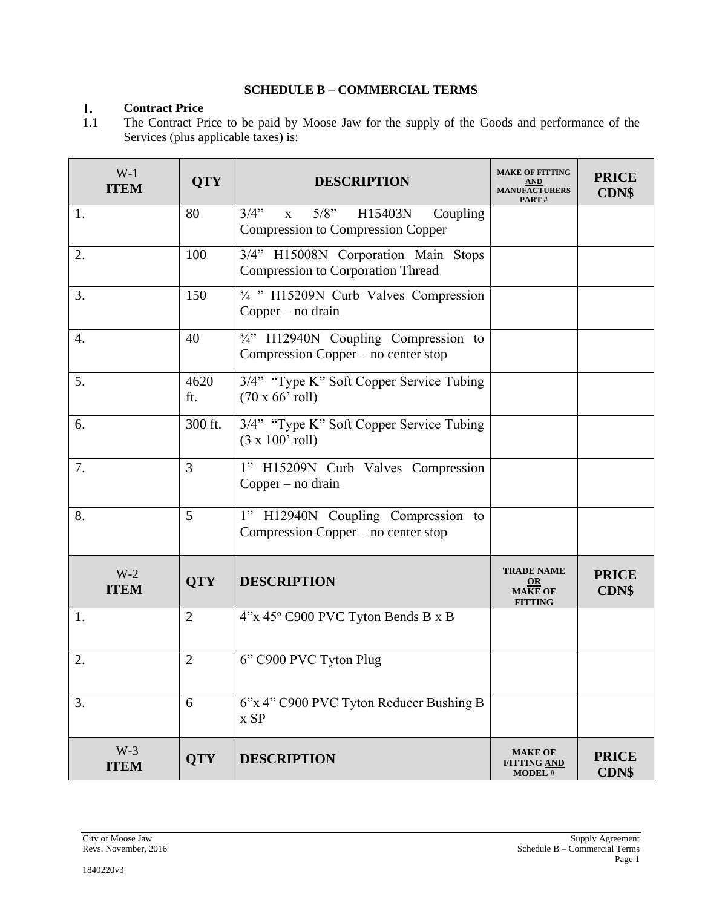**SCHEDULE B – COMMERCIAL TERMS**

**1. Contract Price**

1.1 The Contract Price to be paid by Moose Jaw for the supply of the Goods and performance of the Services (plus applicable taxes) is:

| W-1 ITEM | QTY | DESCRIPTION | MAKE OF FITTING AND MANUFACTURERS PART # | PRICE CDN$ |
|---|---|---|---|---|
| 1. | 80 | 3/4" x 5/8" H15403N Coupling Compression to Compression Copper | | |
| 2. | 100 | 3/4" H15008N Corporation Main Stops Compression to Corporation Thread | | |
| 3. | 150 | ¾ " H15209N Curb Valves Compression Copper – no drain | | |
| 4. | 40 | ¾" H12940N Coupling Compression to Compression Copper – no center stop | | |
| 5. | 4620 ft. | 3/4" "Type K" Soft Copper Service Tubing (70 x 66' roll) | | |
| 6. | 300 ft. | 3/4" "Type K" Soft Copper Service Tubing (3 x 100' roll) | | |
| 7. | 3 | 1" H15209N Curb Valves Compression Copper – no drain | | |
| 8. | 5 | 1" H12940N Coupling Compression to Compression Copper – no center stop | | |
| **W-2 ITEM** | **QTY** | **DESCRIPTION** | **TRADE NAME OR MAKE OF FITTING** | **PRICE CDN$** |
| 1. | 2 | 4"x 45º C900 PVC Tyton Bends B x B | | |
| 2. | 2 | 6" C900 PVC Tyton Plug | | |
| 3. | 6 | 6"x 4" C900 PVC Tyton Reducer Bushing B x SP | | |
| **W-3 ITEM** | **QTY** | **DESCRIPTION** | **MAKE OF FITTING AND MODEL #** | **PRICE CDN$** |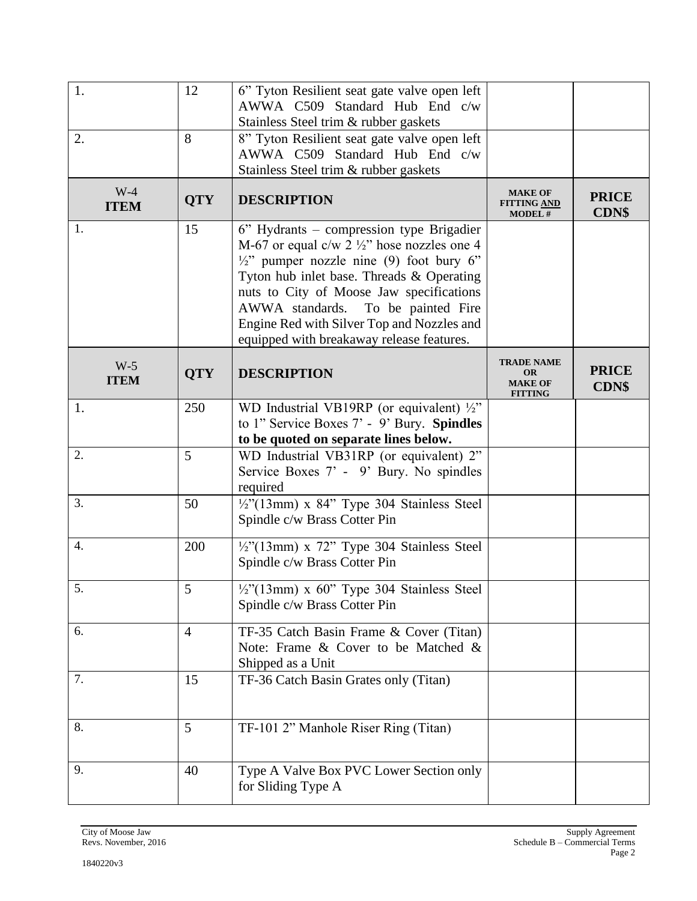| | | | | |
|---|---|---|---|---|
| 1. | 12 | 6" Tyton Resilient seat gate valve open left AWWA C509 Standard Hub End c/w Stainless Steel trim & rubber gaskets | | |
| 2. | 8 | 8" Tyton Resilient seat gate valve open left AWWA C509 Standard Hub End c/w Stainless Steel trim & rubber gaskets | | |

| W-4 ITEM | QTY | DESCRIPTION | MAKE OF FITTING AND MODEL # | PRICE CDN$ |
|---|---|---|---|---|
| 1. | 15 | 6" Hydrants – compression type Brigadier M-67 or equal c/w 2 ½" hose nozzles one 4 ½" pumper nozzle nine (9) foot bury 6" Tyton hub inlet base. Threads & Operating nuts to City of Moose Jaw specifications AWWA standards. To be painted Fire Engine Red with Silver Top and Nozzles and equipped with breakaway release features. | | |

| W-5 ITEM | QTY | DESCRIPTION | TRADE NAME OR MAKE OF FITTING | PRICE CDN$ |
|---|---|---|---|---|
| 1. | 250 | WD Industrial VB19RP (or equivalent) ½" to 1" Service Boxes 7' - 9' Bury. **Spindles to be quoted on separate lines below.** | | |
| 2. | 5 | WD Industrial VB31RP (or equivalent) 2" Service Boxes 7' - 9' Bury. No spindles required | | |
| 3. | 50 | ½"(13mm) x 84" Type 304 Stainless Steel Spindle c/w Brass Cotter Pin | | |
| 4. | 200 | ½"(13mm) x 72" Type 304 Stainless Steel Spindle c/w Brass Cotter Pin | | |
| 5. | 5 | ½"(13mm) x 60" Type 304 Stainless Steel Spindle c/w Brass Cotter Pin | | |
| 6. | 4 | TF-35 Catch Basin Frame & Cover (Titan) Note: Frame & Cover to be Matched & Shipped as a Unit | | |
| 7. | 15 | TF-36 Catch Basin Grates only (Titan) | | |
| 8. | 5 | TF-101 2" Manhole Riser Ring (Titan) | | |
| 9. | 40 | Type A Valve Box PVC Lower Section only for Sliding Type A | | |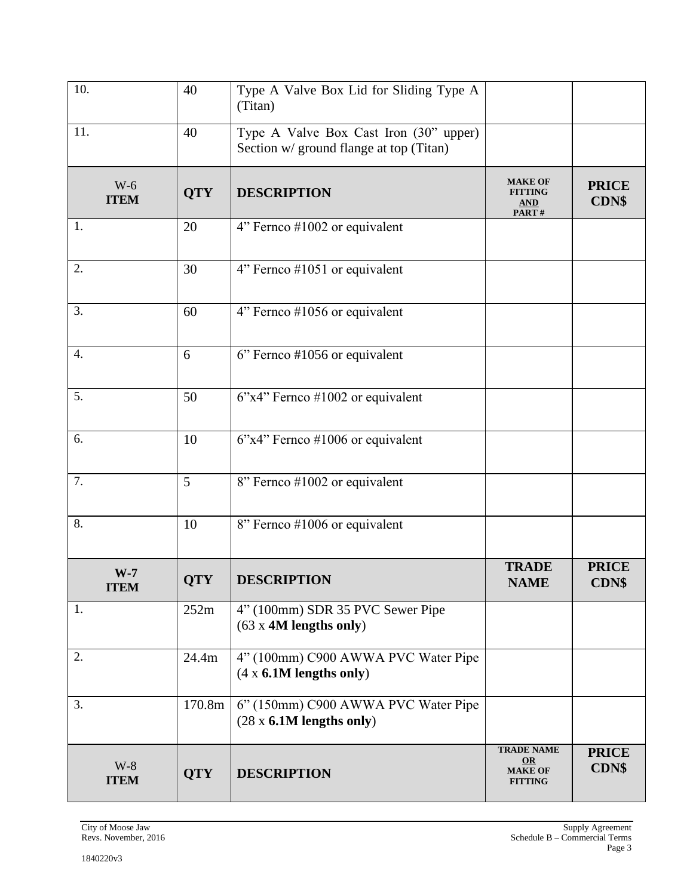| 10. | 40 | Type A Valve Box Lid for Sliding Type A (Titan) | | |
|---|---|---|---|---|
| 11. | 40 | Type A Valve Box Cast Iron (30" upper) Section w/ ground flange at top (Titan) | | |
| **W-6 ITEM** | **QTY** | **DESCRIPTION** | **MAKE OF FITTING AND PART #** | **PRICE CDN$** |
| 1. | 20 | 4" Fernco #1002 or equivalent | | |
| 2. | 30 | 4" Fernco #1051 or equivalent | | |
| 3. | 60 | 4" Fernco #1056 or equivalent | | |
| 4. | 6 | 6" Fernco #1056 or equivalent | | |
| 5. | 50 | 6"x4" Fernco #1002 or equivalent | | |
| 6. | 10 | 6"x4" Fernco #1006 or equivalent | | |
| 7. | 5 | 8" Fernco #1002 or equivalent | | |
| 8. | 10 | 8" Fernco #1006 or equivalent | | |
| **W-7 ITEM** | **QTY** | **DESCRIPTION** | **TRADE NAME** | **PRICE CDN$** |
| 1. | 252m | 4" (100mm) SDR 35 PVC Sewer Pipe (63 x **4M lengths only**) | | |
| 2. | 24.4m | 4" (100mm) C900 AWWA PVC Water Pipe (4 x **6.1M lengths only**) | | |
| 3. | 170.8m | 6" (150mm) C900 AWWA PVC Water Pipe (28 x **6.1M lengths only**) | | |
| **W-8 ITEM** | **QTY** | **DESCRIPTION** | **TRADE NAME OR MAKE OF FITTING** | **PRICE CDN$** |

City of Moose Jaw
Revs. November, 2016

Supply Agreement
Schedule B – Commercial Terms

1840220v3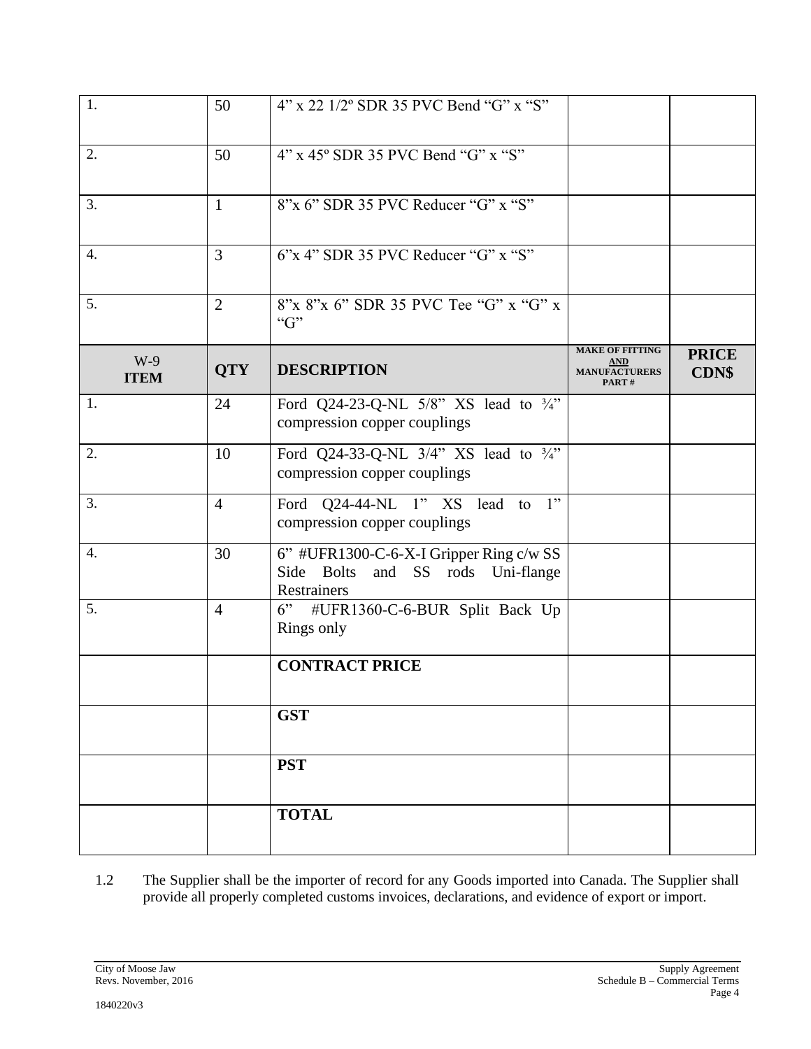| | | | | |
|---|---|---|---|---|
| 1. | 50 | 4" x 22 1/2º SDR 35 PVC Bend "G" x "S" | | |
| 2. | 50 | 4" x 45º SDR 35 PVC Bend "G" x "S" | | |
| 3. | 1 | 8"x 6" SDR 35 PVC Reducer "G" x "S" | | |
| 4. | 3 | 6"x 4" SDR 35 PVC Reducer "G" x "S" | | |
| 5. | 2 | 8"x 8"x 6" SDR 35 PVC Tee "G" x "G" x "G" | | |

| W-9 ITEM | QTY | DESCRIPTION | MAKE OF FITTING AND MANUFACTURERS PART # | PRICE CDN$ |
|---|---|---|---|---|
| 1. | 24 | Ford Q24-23-Q-NL 5/8" XS lead to ¾" compression copper couplings | | |
| 2. | 10 | Ford Q24-33-Q-NL 3/4" XS lead to ¾" compression copper couplings | | |
| 3. | 4 | Ford Q24-44-NL 1" XS lead to 1" compression copper couplings | | |
| 4. | 30 | 6" #UFR1300-C-6-X-I Gripper Ring c/w SS Side Bolts and SS rods Uni-flange Restrainers | | |
| 5. | 4 | 6" #UFR1360-C-6-BUR Split Back Up Rings only | | |
| | | **CONTRACT PRICE** | | |
| | | **GST** | | |
| | | **PST** | | |
| | | **TOTAL** | | |

1.2 The Supplier shall be the importer of record for any Goods imported into Canada. The Supplier shall provide all properly completed customs invoices, declarations, and evidence of export or import.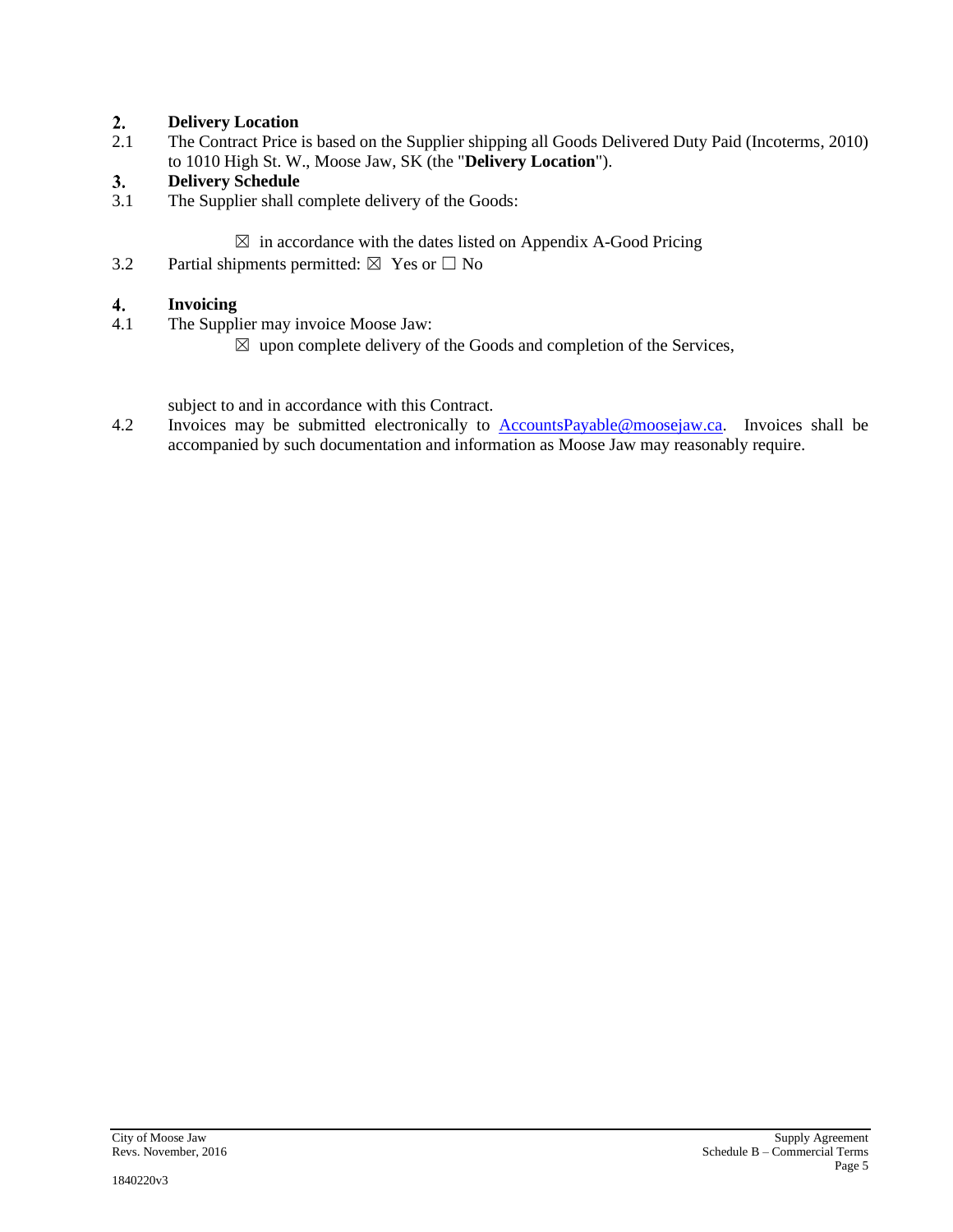## 2. Delivery Location

2.1 The Contract Price is based on the Supplier shipping all Goods Delivered Duty Paid (Incoterms, 2010) to 1010 High St. W., Moose Jaw, SK (the "**Delivery Location**").

## 3. Delivery Schedule

3.1 The Supplier shall complete delivery of the Goods:

☒ in accordance with the dates listed on Appendix A-Good Pricing

3.2 Partial shipments permitted: ☒ Yes or ☐ No

## 4. Invoicing

4.1 The Supplier may invoice Moose Jaw:

☒ upon complete delivery of the Goods and completion of the Services,

subject to and in accordance with this Contract.

4.2 Invoices may be submitted electronically to [AccountsPayable@moosejaw.ca](mailto:AccountsPayable@moosejaw.ca). Invoices shall be accompanied by such documentation and information as Moose Jaw may reasonably require.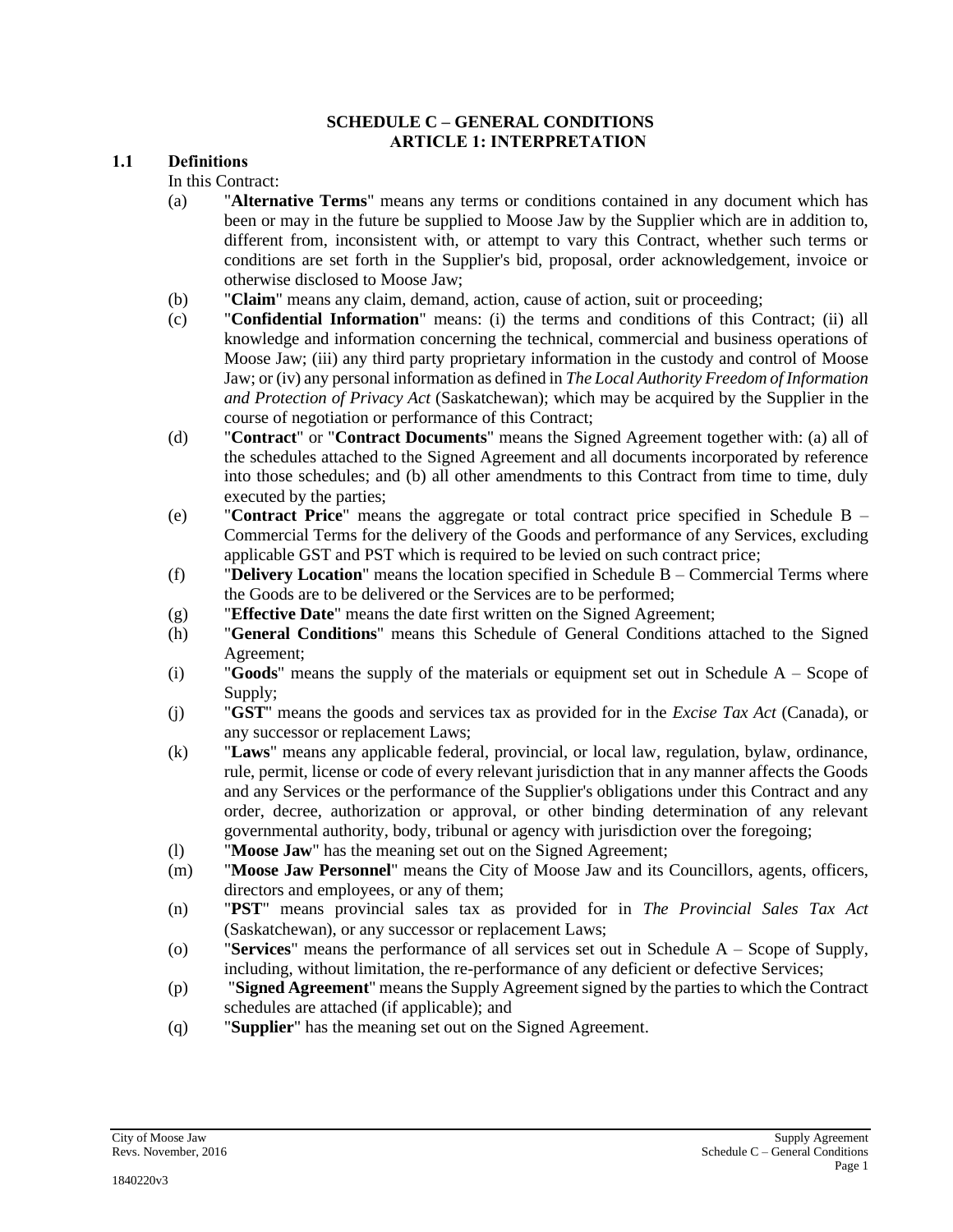# SCHEDULE C – GENERAL CONDITIONS

## ARTICLE 1: INTERPRETATION

### 1.1 Definitions

In this Contract:

(a) "**Alternative Terms**" means any terms or conditions contained in any document which has been or may in the future be supplied to Moose Jaw by the Supplier which are in addition to, different from, inconsistent with, or attempt to vary this Contract, whether such terms or conditions are set forth in the Supplier's bid, proposal, order acknowledgement, invoice or otherwise disclosed to Moose Jaw;

(b) "**Claim**" means any claim, demand, action, cause of action, suit or proceeding;

(c) "**Confidential Information**" means: (i) the terms and conditions of this Contract; (ii) all knowledge and information concerning the technical, commercial and business operations of Moose Jaw; (iii) any third party proprietary information in the custody and control of Moose Jaw; or (iv) any personal information as defined in *The Local Authority Freedom of Information and Protection of Privacy Act* (Saskatchewan); which may be acquired by the Supplier in the course of negotiation or performance of this Contract;

(d) "**Contract**" or "**Contract Documents**" means the Signed Agreement together with: (a) all of the schedules attached to the Signed Agreement and all documents incorporated by reference into those schedules; and (b) all other amendments to this Contract from time to time, duly executed by the parties;

(e) "**Contract Price**" means the aggregate or total contract price specified in Schedule B – Commercial Terms for the delivery of the Goods and performance of any Services, excluding applicable GST and PST which is required to be levied on such contract price;

(f) "**Delivery Location**" means the location specified in Schedule B – Commercial Terms where the Goods are to be delivered or the Services are to be performed;

(g) "**Effective Date**" means the date first written on the Signed Agreement;

(h) "**General Conditions**" means this Schedule of General Conditions attached to the Signed Agreement;

(i) "**Goods**" means the supply of the materials or equipment set out in Schedule A – Scope of Supply;

(j) "**GST**" means the goods and services tax as provided for in the *Excise Tax Act* (Canada), or any successor or replacement Laws;

(k) "**Laws**" means any applicable federal, provincial, or local law, regulation, bylaw, ordinance, rule, permit, license or code of every relevant jurisdiction that in any manner affects the Goods and any Services or the performance of the Supplier's obligations under this Contract and any order, decree, authorization or approval, or other binding determination of any relevant governmental authority, body, tribunal or agency with jurisdiction over the foregoing;

(l) "**Moose Jaw**" has the meaning set out on the Signed Agreement;

(m) "**Moose Jaw Personnel**" means the City of Moose Jaw and its Councillors, agents, officers, directors and employees, or any of them;

(n) "**PST**" means provincial sales tax as provided for in *The Provincial Sales Tax Act* (Saskatchewan), or any successor or replacement Laws;

(o) "**Services**" means the performance of all services set out in Schedule A – Scope of Supply, including, without limitation, the re-performance of any deficient or defective Services;

(p) "**Signed Agreement**" means the Supply Agreement signed by the parties to which the Contract schedules are attached (if applicable); and

(q) "**Supplier**" has the meaning set out on the Signed Agreement.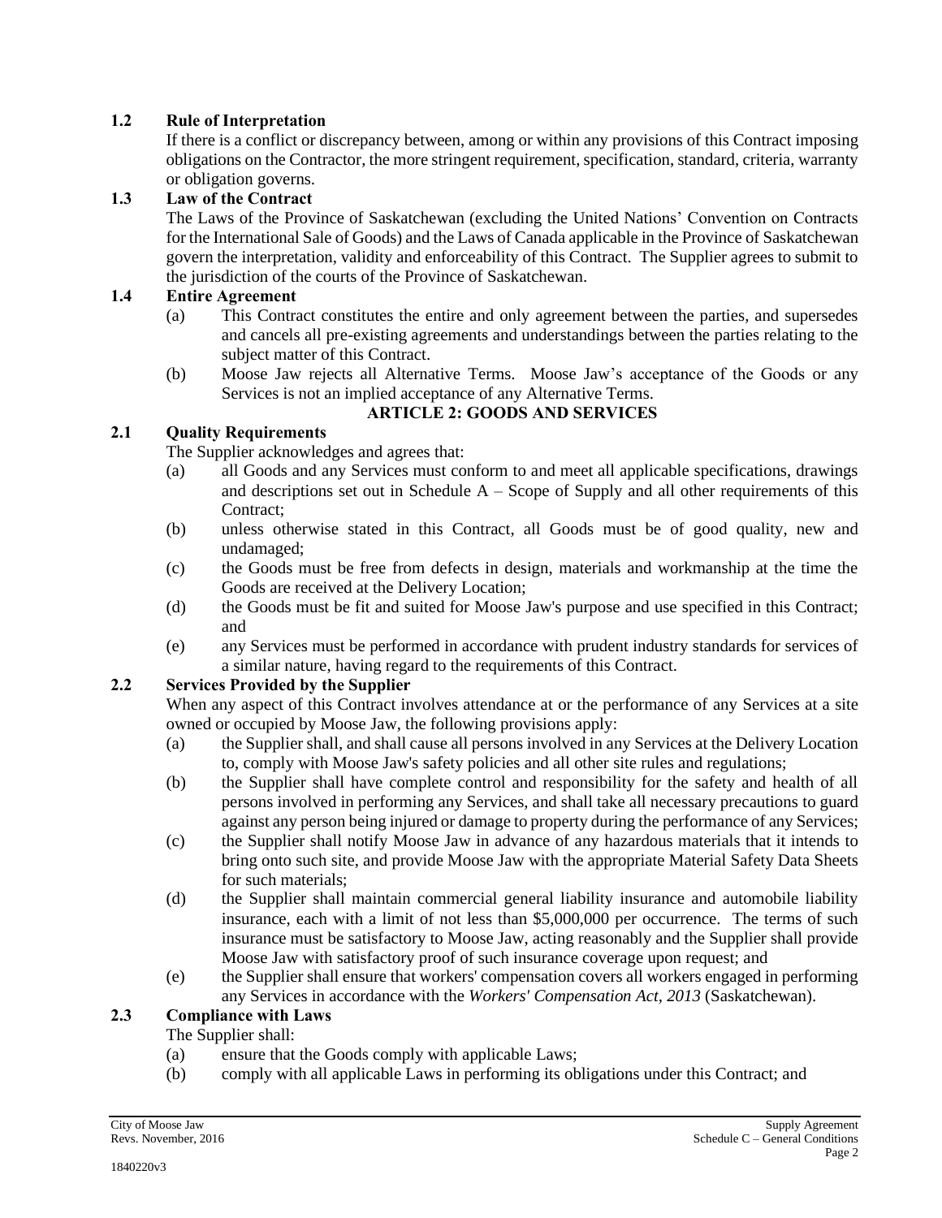### 1.2 Rule of Interpretation

If there is a conflict or discrepancy between, among or within any provisions of this Contract imposing obligations on the Contractor, the more stringent requirement, specification, standard, criteria, warranty or obligation governs.

### 1.3 Law of the Contract

The Laws of the Province of Saskatchewan (excluding the United Nations' Convention on Contracts for the International Sale of Goods) and the Laws of Canada applicable in the Province of Saskatchewan govern the interpretation, validity and enforceability of this Contract. The Supplier agrees to submit to the jurisdiction of the courts of the Province of Saskatchewan.

### 1.4 Entire Agreement

(a) This Contract constitutes the entire and only agreement between the parties, and supersedes and cancels all pre-existing agreements and understandings between the parties relating to the subject matter of this Contract.

(b) Moose Jaw rejects all Alternative Terms. Moose Jaw's acceptance of the Goods or any Services is not an implied acceptance of any Alternative Terms.

## ARTICLE 2: GOODS AND SERVICES

### 2.1 Quality Requirements

The Supplier acknowledges and agrees that:

(a) all Goods and any Services must conform to and meet all applicable specifications, drawings and descriptions set out in Schedule A – Scope of Supply and all other requirements of this Contract;

(b) unless otherwise stated in this Contract, all Goods must be of good quality, new and undamaged;

(c) the Goods must be free from defects in design, materials and workmanship at the time the Goods are received at the Delivery Location;

(d) the Goods must be fit and suited for Moose Jaw's purpose and use specified in this Contract; and

(e) any Services must be performed in accordance with prudent industry standards for services of a similar nature, having regard to the requirements of this Contract.

### 2.2 Services Provided by the Supplier

When any aspect of this Contract involves attendance at or the performance of any Services at a site owned or occupied by Moose Jaw, the following provisions apply:

(a) the Supplier shall, and shall cause all persons involved in any Services at the Delivery Location to, comply with Moose Jaw's safety policies and all other site rules and regulations;

(b) the Supplier shall have complete control and responsibility for the safety and health of all persons involved in performing any Services, and shall take all necessary precautions to guard against any person being injured or damage to property during the performance of any Services;

(c) the Supplier shall notify Moose Jaw in advance of any hazardous materials that it intends to bring onto such site, and provide Moose Jaw with the appropriate Material Safety Data Sheets for such materials;

(d) the Supplier shall maintain commercial general liability insurance and automobile liability insurance, each with a limit of not less than $5,000,000 per occurrence. The terms of such insurance must be satisfactory to Moose Jaw, acting reasonably and the Supplier shall provide Moose Jaw with satisfactory proof of such insurance coverage upon request; and

(e) the Supplier shall ensure that workers' compensation covers all workers engaged in performing any Services in accordance with the *Workers' Compensation Act, 2013* (Saskatchewan).

### 2.3 Compliance with Laws

The Supplier shall:

(a) ensure that the Goods comply with applicable Laws;

(b) comply with all applicable Laws in performing its obligations under this Contract; and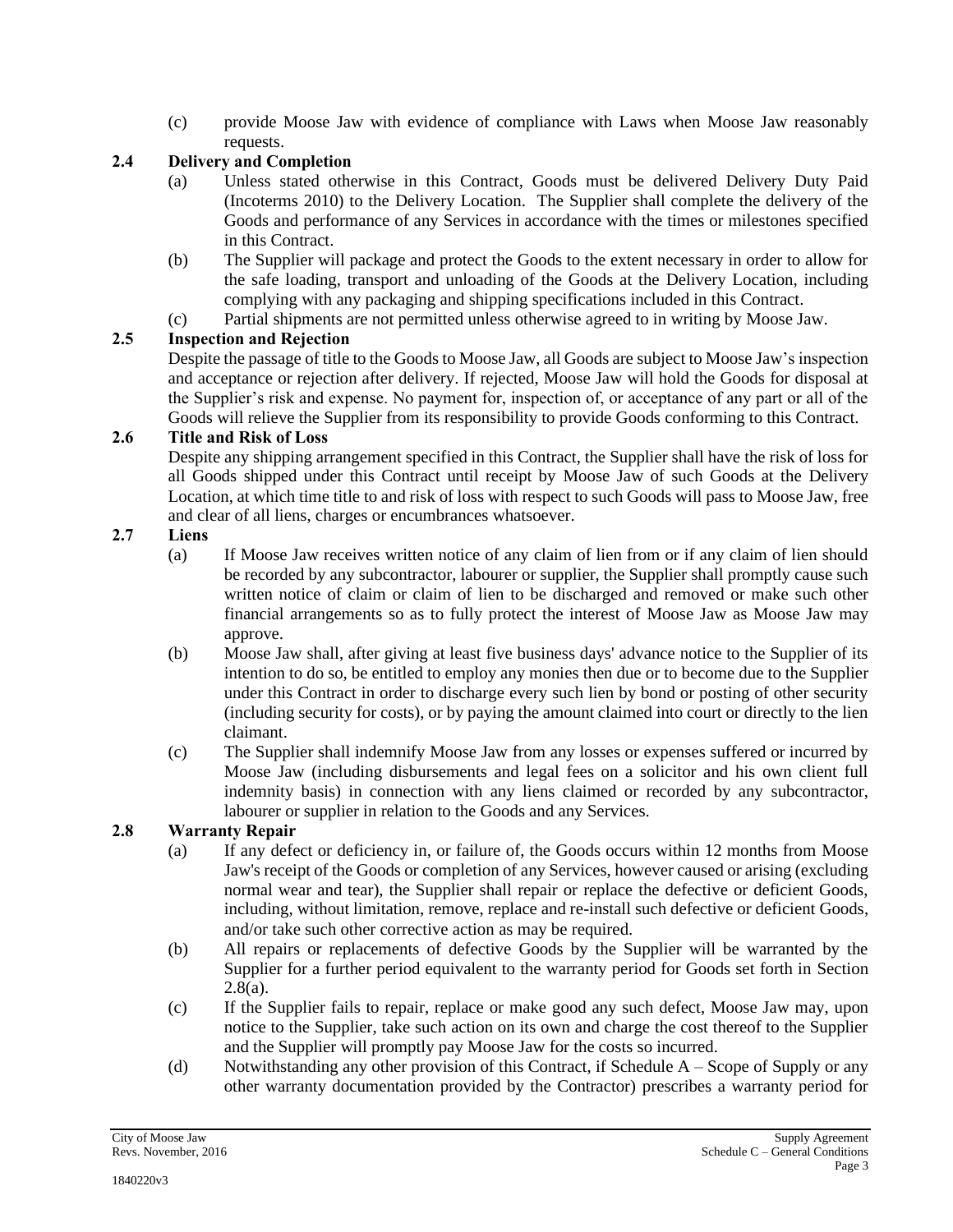(c) provide Moose Jaw with evidence of compliance with Laws when Moose Jaw reasonably requests.

**2.4 Delivery and Completion**

(a) Unless stated otherwise in this Contract, Goods must be delivered Delivery Duty Paid (Incoterms 2010) to the Delivery Location. The Supplier shall complete the delivery of the Goods and performance of any Services in accordance with the times or milestones specified in this Contract.

(b) The Supplier will package and protect the Goods to the extent necessary in order to allow for the safe loading, transport and unloading of the Goods at the Delivery Location, including complying with any packaging and shipping specifications included in this Contract.

(c) Partial shipments are not permitted unless otherwise agreed to in writing by Moose Jaw.

**2.5 Inspection and Rejection**

Despite the passage of title to the Goods to Moose Jaw, all Goods are subject to Moose Jaw's inspection and acceptance or rejection after delivery. If rejected, Moose Jaw will hold the Goods for disposal at the Supplier's risk and expense. No payment for, inspection of, or acceptance of any part or all of the Goods will relieve the Supplier from its responsibility to provide Goods conforming to this Contract.

**2.6 Title and Risk of Loss**

Despite any shipping arrangement specified in this Contract, the Supplier shall have the risk of loss for all Goods shipped under this Contract until receipt by Moose Jaw of such Goods at the Delivery Location, at which time title to and risk of loss with respect to such Goods will pass to Moose Jaw, free and clear of all liens, charges or encumbrances whatsoever.

**2.7 Liens**

(a) If Moose Jaw receives written notice of any claim of lien from or if any claim of lien should be recorded by any subcontractor, labourer or supplier, the Supplier shall promptly cause such written notice of claim or claim of lien to be discharged and removed or make such other financial arrangements so as to fully protect the interest of Moose Jaw as Moose Jaw may approve.

(b) Moose Jaw shall, after giving at least five business days' advance notice to the Supplier of its intention to do so, be entitled to employ any monies then due or to become due to the Supplier under this Contract in order to discharge every such lien by bond or posting of other security (including security for costs), or by paying the amount claimed into court or directly to the lien claimant.

(c) The Supplier shall indemnify Moose Jaw from any losses or expenses suffered or incurred by Moose Jaw (including disbursements and legal fees on a solicitor and his own client full indemnity basis) in connection with any liens claimed or recorded by any subcontractor, labourer or supplier in relation to the Goods and any Services.

**2.8 Warranty Repair**

(a) If any defect or deficiency in, or failure of, the Goods occurs within 12 months from Moose Jaw's receipt of the Goods or completion of any Services, however caused or arising (excluding normal wear and tear), the Supplier shall repair or replace the defective or deficient Goods, including, without limitation, remove, replace and re-install such defective or deficient Goods, and/or take such other corrective action as may be required.

(b) All repairs or replacements of defective Goods by the Supplier will be warranted by the Supplier for a further period equivalent to the warranty period for Goods set forth in Section 2.8(a).

(c) If the Supplier fails to repair, replace or make good any such defect, Moose Jaw may, upon notice to the Supplier, take such action on its own and charge the cost thereof to the Supplier and the Supplier will promptly pay Moose Jaw for the costs so incurred.

(d) Notwithstanding any other provision of this Contract, if Schedule A – Scope of Supply or any other warranty documentation provided by the Contractor) prescribes a warranty period for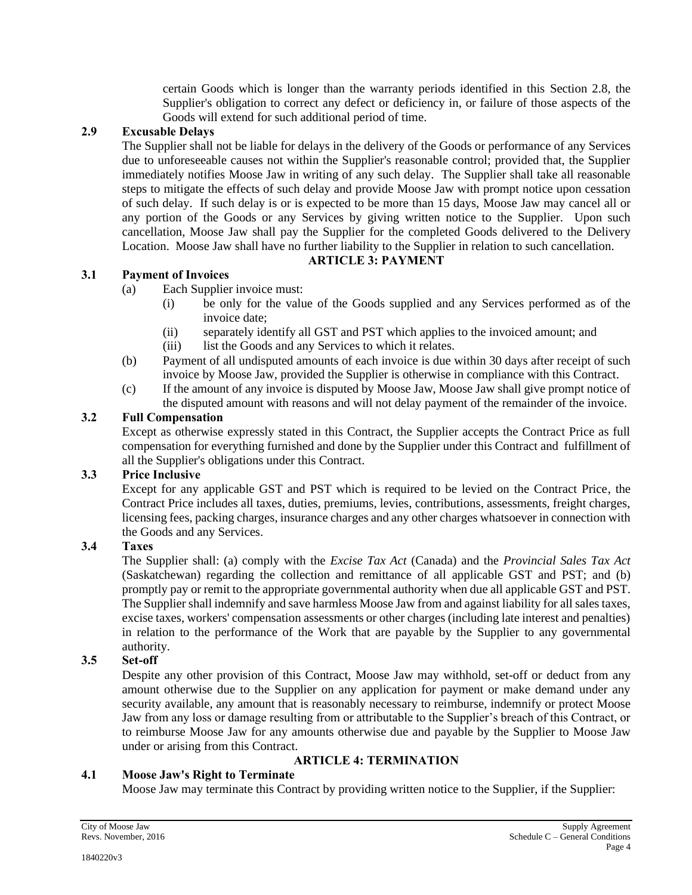certain Goods which is longer than the warranty periods identified in this Section 2.8, the Supplier's obligation to correct any defect or deficiency in, or failure of those aspects of the Goods will extend for such additional period of time.

**2.9 Excusable Delays**

The Supplier shall not be liable for delays in the delivery of the Goods or performance of any Services due to unforeseeable causes not within the Supplier's reasonable control; provided that, the Supplier immediately notifies Moose Jaw in writing of any such delay. The Supplier shall take all reasonable steps to mitigate the effects of such delay and provide Moose Jaw with prompt notice upon cessation of such delay. If such delay is or is expected to be more than 15 days, Moose Jaw may cancel all or any portion of the Goods or any Services by giving written notice to the Supplier. Upon such cancellation, Moose Jaw shall pay the Supplier for the completed Goods delivered to the Delivery Location. Moose Jaw shall have no further liability to the Supplier in relation to such cancellation.

## ARTICLE 3: PAYMENT

**3.1 Payment of Invoices**

(a) Each Supplier invoice must:

(i) be only for the value of the Goods supplied and any Services performed as of the invoice date;

(ii) separately identify all GST and PST which applies to the invoiced amount; and

(iii) list the Goods and any Services to which it relates.

(b) Payment of all undisputed amounts of each invoice is due within 30 days after receipt of such invoice by Moose Jaw, provided the Supplier is otherwise in compliance with this Contract.

(c) If the amount of any invoice is disputed by Moose Jaw, Moose Jaw shall give prompt notice of the disputed amount with reasons and will not delay payment of the remainder of the invoice.

**3.2 Full Compensation**

Except as otherwise expressly stated in this Contract, the Supplier accepts the Contract Price as full compensation for everything furnished and done by the Supplier under this Contract and fulfillment of all the Supplier's obligations under this Contract.

**3.3 Price Inclusive**

Except for any applicable GST and PST which is required to be levied on the Contract Price, the Contract Price includes all taxes, duties, premiums, levies, contributions, assessments, freight charges, licensing fees, packing charges, insurance charges and any other charges whatsoever in connection with the Goods and any Services.

**3.4 Taxes**

The Supplier shall: (a) comply with the *Excise Tax Act* (Canada) and the *Provincial Sales Tax Act* (Saskatchewan) regarding the collection and remittance of all applicable GST and PST; and (b) promptly pay or remit to the appropriate governmental authority when due all applicable GST and PST. The Supplier shall indemnify and save harmless Moose Jaw from and against liability for all sales taxes, excise taxes, workers' compensation assessments or other charges (including late interest and penalties) in relation to the performance of the Work that are payable by the Supplier to any governmental authority.

**3.5 Set-off**

Despite any other provision of this Contract, Moose Jaw may withhold, set-off or deduct from any amount otherwise due to the Supplier on any application for payment or make demand under any security available, any amount that is reasonably necessary to reimburse, indemnify or protect Moose Jaw from any loss or damage resulting from or attributable to the Supplier's breach of this Contract, or to reimburse Moose Jaw for any amounts otherwise due and payable by the Supplier to Moose Jaw under or arising from this Contract.

## ARTICLE 4: TERMINATION

**4.1 Moose Jaw's Right to Terminate**

Moose Jaw may terminate this Contract by providing written notice to the Supplier, if the Supplier: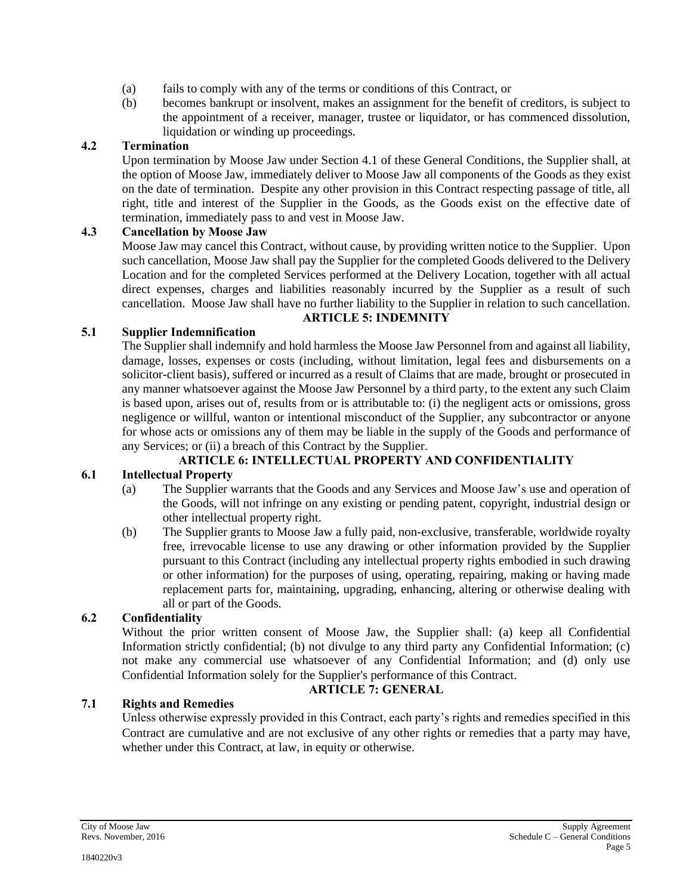(a) fails to comply with any of the terms or conditions of this Contract, or

(b) becomes bankrupt or insolvent, makes an assignment for the benefit of creditors, is subject to the appointment of a receiver, manager, trustee or liquidator, or has commenced dissolution, liquidation or winding up proceedings.

**4.2 Termination**

Upon termination by Moose Jaw under Section 4.1 of these General Conditions, the Supplier shall, at the option of Moose Jaw, immediately deliver to Moose Jaw all components of the Goods as they exist on the date of termination. Despite any other provision in this Contract respecting passage of title, all right, title and interest of the Supplier in the Goods, as the Goods exist on the effective date of termination, immediately pass to and vest in Moose Jaw.

**4.3 Cancellation by Moose Jaw**

Moose Jaw may cancel this Contract, without cause, by providing written notice to the Supplier. Upon such cancellation, Moose Jaw shall pay the Supplier for the completed Goods delivered to the Delivery Location and for the completed Services performed at the Delivery Location, together with all actual direct expenses, charges and liabilities reasonably incurred by the Supplier as a result of such cancellation. Moose Jaw shall have no further liability to the Supplier in relation to such cancellation.

## ARTICLE 5: INDEMNITY

**5.1 Supplier Indemnification**

The Supplier shall indemnify and hold harmless the Moose Jaw Personnel from and against all liability, damage, losses, expenses or costs (including, without limitation, legal fees and disbursements on a solicitor-client basis), suffered or incurred as a result of Claims that are made, brought or prosecuted in any manner whatsoever against the Moose Jaw Personnel by a third party, to the extent any such Claim is based upon, arises out of, results from or is attributable to: (i) the negligent acts or omissions, gross negligence or willful, wanton or intentional misconduct of the Supplier, any subcontractor or anyone for whose acts or omissions any of them may be liable in the supply of the Goods and performance of any Services; or (ii) a breach of this Contract by the Supplier.

## ARTICLE 6: INTELLECTUAL PROPERTY AND CONFIDENTIALITY

**6.1 Intellectual Property**

(a) The Supplier warrants that the Goods and any Services and Moose Jaw's use and operation of the Goods, will not infringe on any existing or pending patent, copyright, industrial design or other intellectual property right.

(b) The Supplier grants to Moose Jaw a fully paid, non-exclusive, transferable, worldwide royalty free, irrevocable license to use any drawing or other information provided by the Supplier pursuant to this Contract (including any intellectual property rights embodied in such drawing or other information) for the purposes of using, operating, repairing, making or having made replacement parts for, maintaining, upgrading, enhancing, altering or otherwise dealing with all or part of the Goods.

**6.2 Confidentiality**

Without the prior written consent of Moose Jaw, the Supplier shall: (a) keep all Confidential Information strictly confidential; (b) not divulge to any third party any Confidential Information; (c) not make any commercial use whatsoever of any Confidential Information; and (d) only use Confidential Information solely for the Supplier's performance of this Contract.

## ARTICLE 7: GENERAL

**7.1 Rights and Remedies**

Unless otherwise expressly provided in this Contract, each party's rights and remedies specified in this Contract are cumulative and are not exclusive of any other rights or remedies that a party may have, whether under this Contract, at law, in equity or otherwise.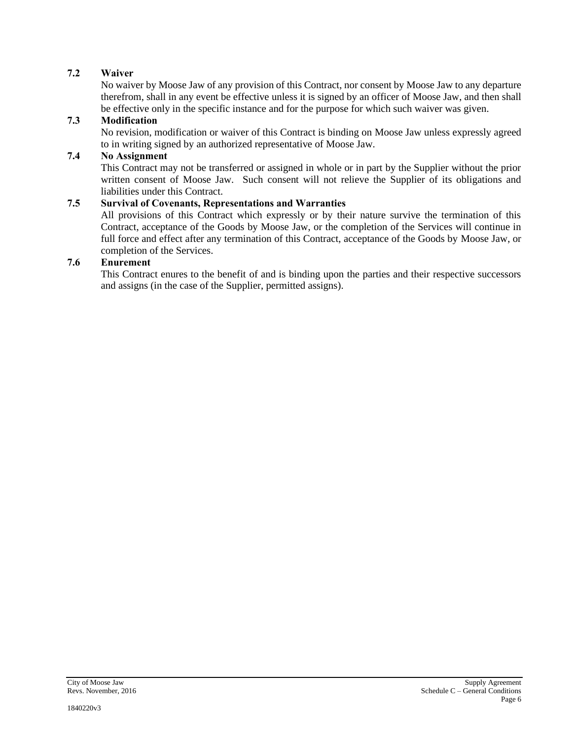**7.2 Waiver**

No waiver by Moose Jaw of any provision of this Contract, nor consent by Moose Jaw to any departure therefrom, shall in any event be effective unless it is signed by an officer of Moose Jaw, and then shall be effective only in the specific instance and for the purpose for which such waiver was given.

**7.3 Modification**

No revision, modification or waiver of this Contract is binding on Moose Jaw unless expressly agreed to in writing signed by an authorized representative of Moose Jaw.

**7.4 No Assignment**

This Contract may not be transferred or assigned in whole or in part by the Supplier without the prior written consent of Moose Jaw. Such consent will not relieve the Supplier of its obligations and liabilities under this Contract.

**7.5 Survival of Covenants, Representations and Warranties**

All provisions of this Contract which expressly or by their nature survive the termination of this Contract, acceptance of the Goods by Moose Jaw, or the completion of the Services will continue in full force and effect after any termination of this Contract, acceptance of the Goods by Moose Jaw, or completion of the Services.

**7.6 Enurement**

This Contract enures to the benefit of and is binding upon the parties and their respective successors and assigns (in the case of the Supplier, permitted assigns).